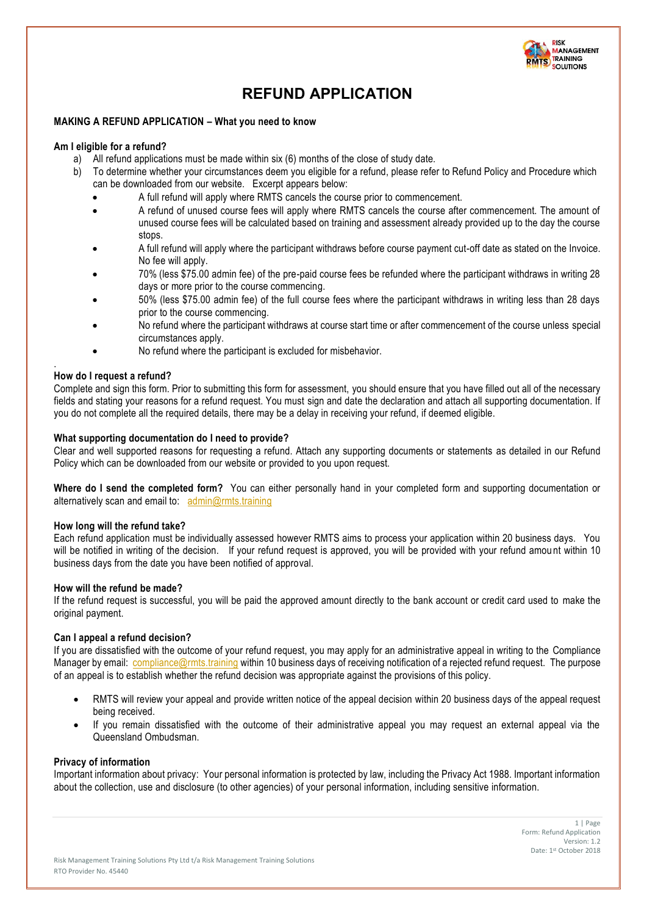# REFUND APPLICATION

**MAKING A REFUND APPLICATION – What you need to know**

**Am I eligible for a refund?**

a) All refund applications must be made within six (6) months of the close of study date.
b) To determine whether your circumstances deem you eligible for a refund, please refer to Refund Policy and Procedure which can be downloaded from our website. Excerpt appears below:
   - A full refund will apply where RMTS cancels the course prior to commencement.
   - A refund of unused course fees will apply where RMTS cancels the course after commencement. The amount of unused course fees will be calculated based on training and assessment already provided up to the day the course stops.
   - A full refund will apply where the participant withdraws before course payment cut-off date as stated on the Invoice. No fee will apply.
   - 70% (less $75.00 admin fee) of the pre-paid course fees be refunded where the participant withdraws in writing 28 days or more prior to the course commencing.
   - 50% (less $75.00 admin fee) of the full course fees where the participant withdraws in writing less than 28 days prior to the course commencing.
   - No refund where the participant withdraws at course start time or after commencement of the course unless special circumstances apply.
   - No refund where the participant is excluded for misbehavior.

**How do I request a refund?**

Complete and sign this form. Prior to submitting this form for assessment, you should ensure that you have filled out all of the necessary fields and stating your reasons for a refund request. You must sign and date the declaration and attach all supporting documentation. If you do not complete all the required details, there may be a delay in receiving your refund, if deemed eligible.

**What supporting documentation do I need to provide?**

Clear and well supported reasons for requesting a refund. Attach any supporting documents or statements as detailed in our Refund Policy which can be downloaded from our website or provided to you upon request.

**Where do I send the completed form?** You can either personally hand in your completed form and supporting documentation or alternatively scan and email to: admin@rmts.training

**How long will the refund take?**

Each refund application must be individually assessed however RMTS aims to process your application within 20 business days. You will be notified in writing of the decision. If your refund request is approved, you will be provided with your refund amount within 10 business days from the date you have been notified of approval.

**How will the refund be made?**

If the refund request is successful, you will be paid the approved amount directly to the bank account or credit card used to make the original payment.

**Can I appeal a refund decision?**

If you are dissatisfied with the outcome of your refund request, you may apply for an administrative appeal in writing to the Compliance Manager by email: compliance@rmts.training within 10 business days of receiving notification of a rejected refund request. The purpose of an appeal is to establish whether the refund decision was appropriate against the provisions of this policy.

- RMTS will review your appeal and provide written notice of the appeal decision within 20 business days of the appeal request being received.
- If you remain dissatisfied with the outcome of their administrative appeal you may request an external appeal via the Queensland Ombudsman.

**Privacy of information**

Important information about privacy: Your personal information is protected by law, including the Privacy Act 1988. Important information about the collection, use and disclosure (to other agencies) of your personal information, including sensitive information.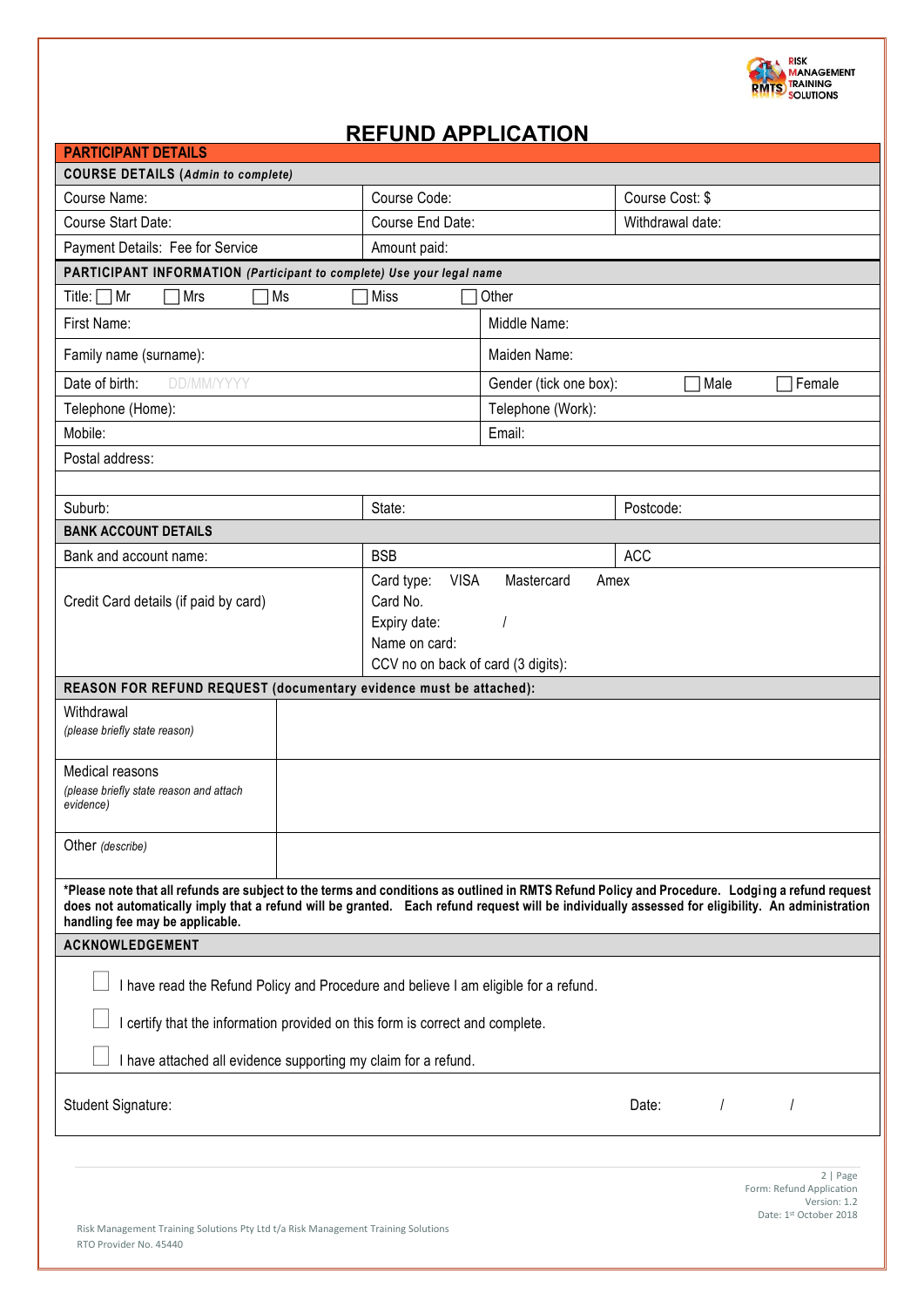# REFUND APPLICATION

**PARTICIPANT DETAILS**

| **COURSE DETAILS (*Admin to complete*)** | | |
|---|---|---|
| Course Name: | Course Code: | Course Cost: $ |
| Course Start Date: | Course End Date: | Withdrawal date: |
| Payment Details: Fee for Service | Amount paid: | |

| **PARTICIPANT INFORMATION (*Participant to complete) Use your legal name*** | | | |
|---|---|---|---|
| Title: ☐ Mr ☐ Mrs ☐ Ms ☐ Miss ☐ Other | | | |
| First Name: | | Middle Name: | |
| Family name (surname): | | Maiden Name: | |
| Date of birth: DD/MM/YYYY | | Gender (tick one box): ☐ Male ☐ Female | |
| Telephone (Home): | | Telephone (Work): | |
| Mobile: | | Email: | |
| Postal address: | | | |
| | | | |
| Suburb: | State: | | Postcode: |

| **BANK ACCOUNT DETAILS** | | |
|---|---|---|
| Bank and account name: | BSB | ACC |
| Credit Card details (if paid by card) | Card type: VISA Mastercard Amex<br>Card No.<br>Expiry date: /<br>Name on card:<br>CCV no on back of card (3 digits): | |

| **REASON FOR REFUND REQUEST (documentary evidence must be attached):** | |
|---|---|
| Withdrawal<br>*(please briefly state reason)* | |
| Medical reasons<br>*(please briefly state reason and attach evidence)* | |
| Other *(describe)* | |

**\*Please note that all refunds are subject to the terms and conditions as outlined in RMTS Refund Policy and Procedure. Lodging a refund request does not automatically imply that a refund will be granted. Each refund request will be individually assessed for eligibility. An administration handling fee may be applicable.**

**ACKNOWLEDGEMENT**

☐ I have read the Refund Policy and Procedure and believe I am eligible for a refund.

☐ I certify that the information provided on this form is correct and complete.

☐ I have attached all evidence supporting my claim for a refund.

Student Signature: Date: / /

Form: Refund Application
Version: 1.2
Date: 1st October 2018

Risk Management Training Solutions Pty Ltd t/a Risk Management Training Solutions
RTO Provider No. 45440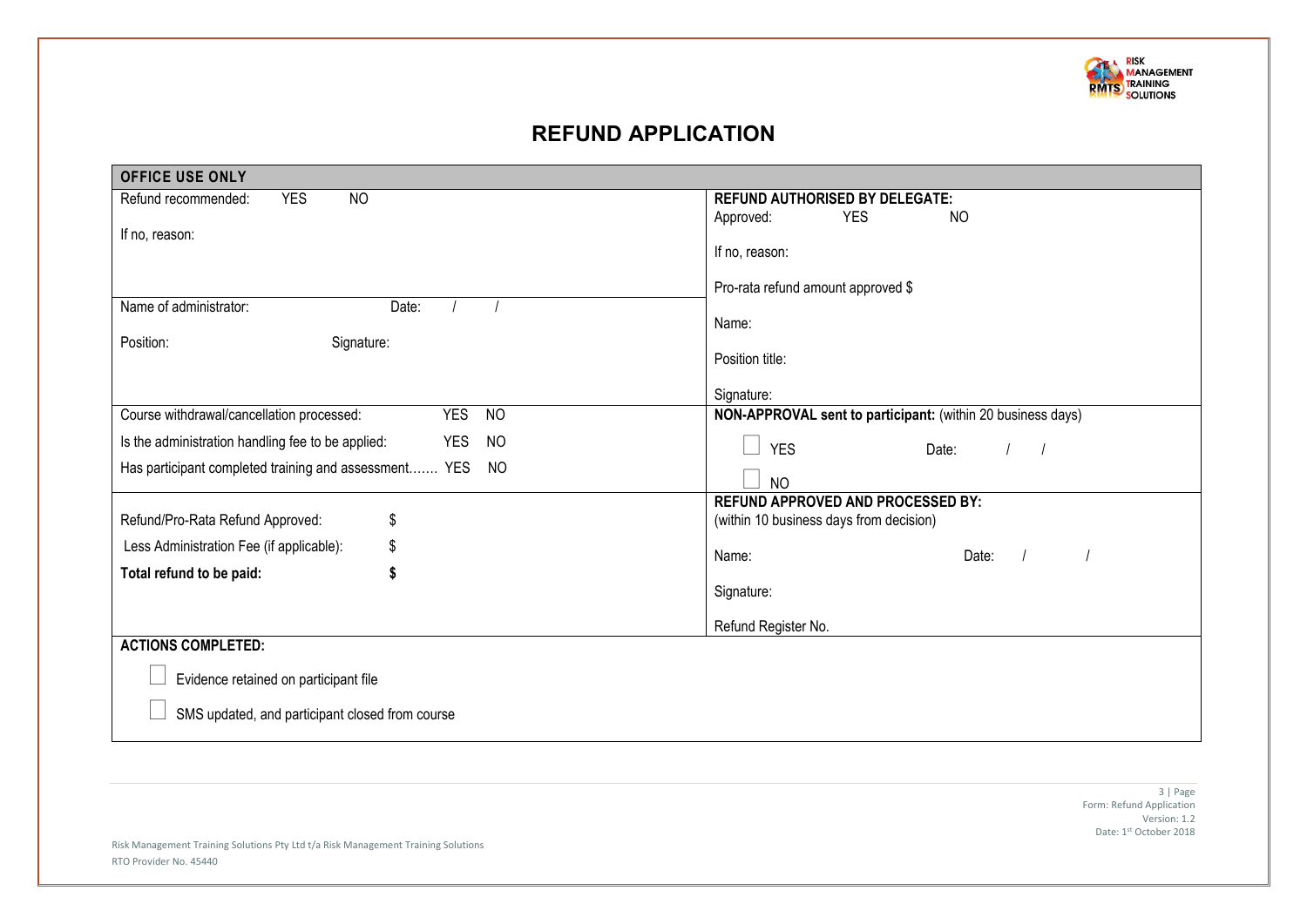# REFUND APPLICATION

| OFFICE USE ONLY | |
|---|---|
| Refund recommended: YES NO<br><br>If no, reason: | **REFUND AUTHORISED BY DELEGATE:**<br>Approved: YES NO<br><br>If no, reason:<br><br>Pro-rata refund amount approved $ |
| Name of administrator: Date: / /<br><br>Position: Signature: | Name:<br><br>Position title:<br><br>Signature: |
| Course withdrawal/cancellation processed: YES NO<br><br>Is the administration handling fee to be applied: YES NO<br><br>Has participant completed training and assessment……. YES NO | **NON-APPROVAL sent to participant:** (within 20 business days)<br><br>☐ YES Date: / /<br><br>☐ NO |
| Refund/Pro-Rata Refund Approved: $<br><br>Less Administration Fee (if applicable): $<br><br>**Total refund to be paid: $** | **REFUND APPROVED AND PROCESSED BY:**<br>(within 10 business days from decision)<br><br>Name: Date: / /<br><br>Signature:<br><br>Refund Register No. |
| **ACTIONS COMPLETED:**<br><br>☐ Evidence retained on participant file<br><br>☐ SMS updated, and participant closed from course | |

Form: Refund Application
Version: 1.2
Date: 1st October 2018

Risk Management Training Solutions Pty Ltd t/a Risk Management Training Solutions
RTO Provider No. 45440